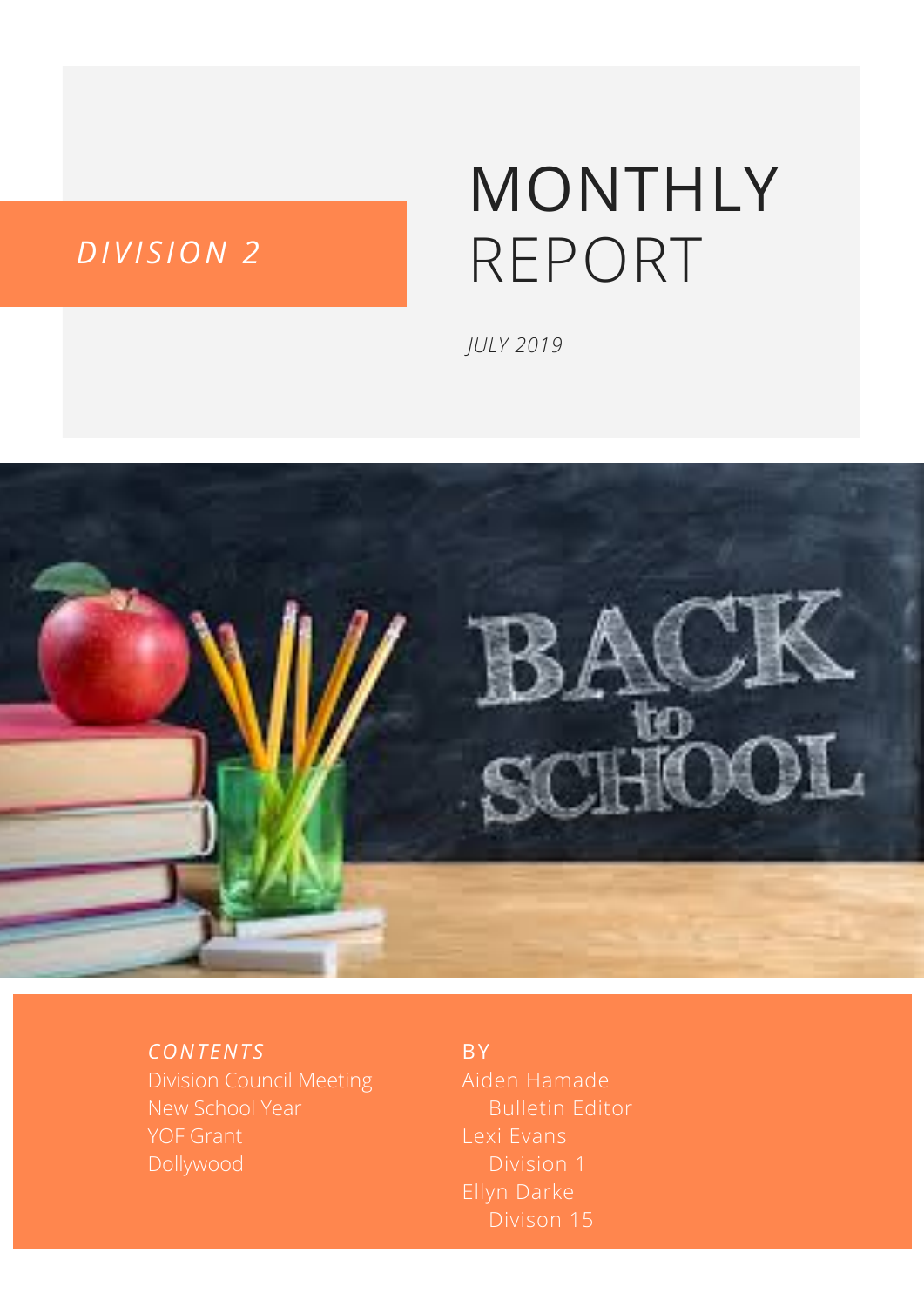*DIVISION 2*

# MONTHLY REPORT

*JULY 2019*

*CONTENTS*

- Division Council Meeting
- New School Year
- YOF Grant
- Dollywood

BY

Aiden Hamade
Bulletin Editor

Lexi Evans
Division 1

Ellyn Darke
Divison 15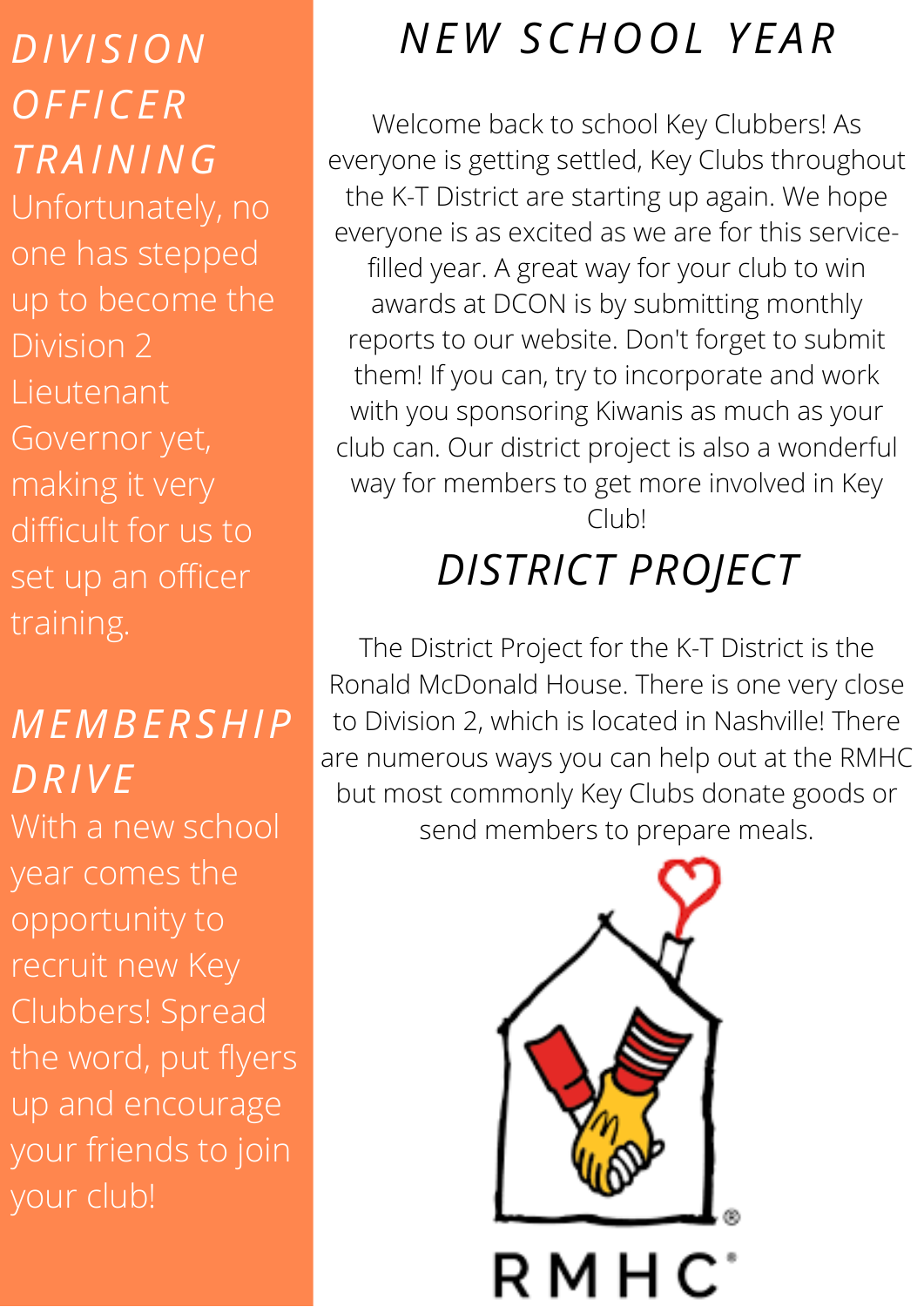## *DIVISION OFFICER TRAINING*

Unfortunately, no one has stepped up to become the Division 2 Lieutenant Governor yet, making it very difficult for us to set up an officer training.

## *MEMBERSHIP DRIVE*

With a new school year comes the opportunity to recruit new Key Clubbers! Spread the word, put flyers up and encourage your friends to join your club!

## *NEW SCHOOL YEAR*

Welcome back to school Key Clubbers! As everyone is getting settled, Key Clubs throughout the K-T District are starting up again. We hope everyone is as excited as we are for this service-filled year. A great way for your club to win awards at DCON is by submitting monthly reports to our website. Don't forget to submit them! If you can, try to incorporate and work with you sponsoring Kiwanis as much as your club can. Our district project is also a wonderful way for members to get more involved in Key Club!

## *DISTRICT PROJECT*

The District Project for the K-T District is the Ronald McDonald House. There is one very close to Division 2, which is located in Nashville! There are numerous ways you can help out at the RMHC but most commonly Key Clubs donate goods or send members to prepare meals.

RMHC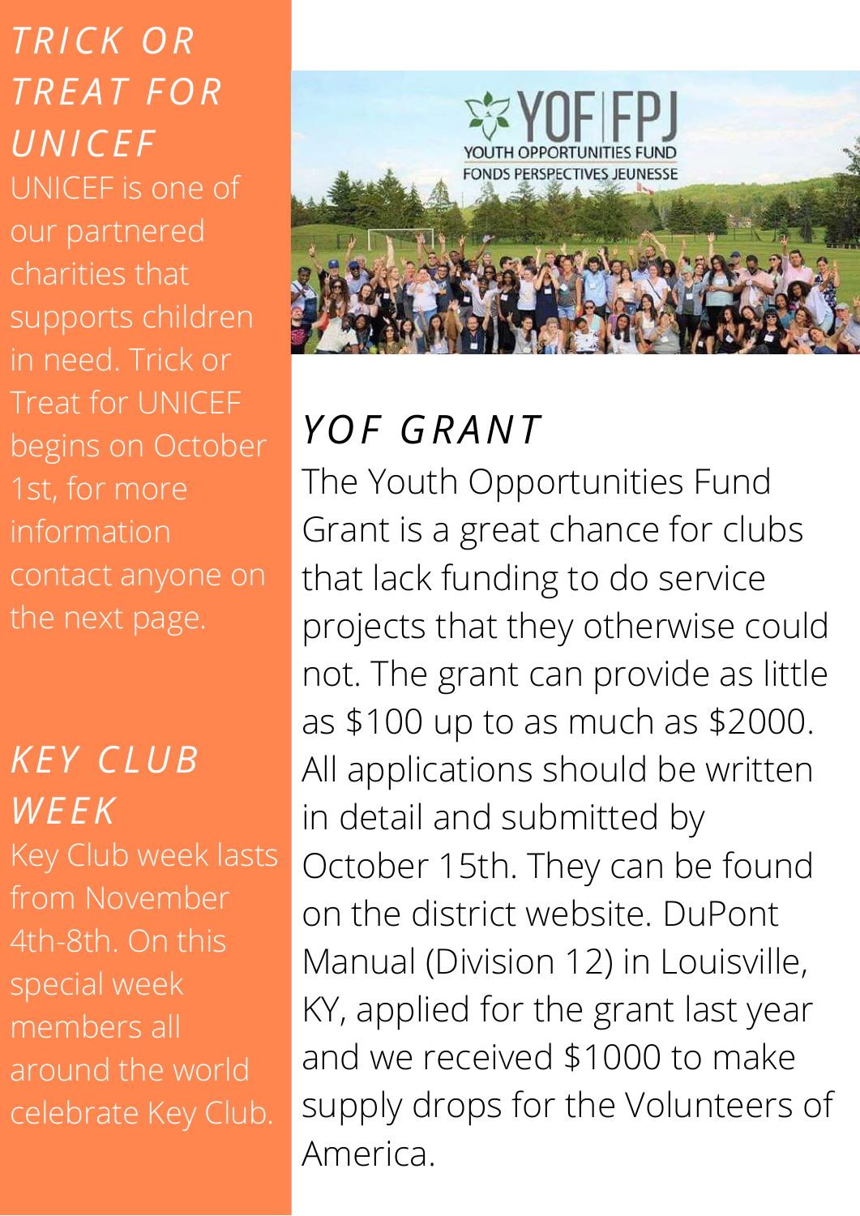## TRICK OR TREAT FOR UNICEF

UNICEF is one of our partnered charities that supports children in need. Trick or Treat for UNICEF begins on October 1st, for more information contact anyone on the next page.

## KEY CLUB WEEK

Key Club week lasts from November 4th-8th. On this special week members all around the world celebrate Key Club.

## YOF GRANT

The Youth Opportunities Fund Grant is a great chance for clubs that lack funding to do service projects that they otherwise could not. The grant can provide as little as $100 up to as much as $2000. All applications should be written in detail and submitted by October 15th. They can be found on the district website. DuPont Manual (Division 12) in Louisville, KY, applied for the grant last year and we received $1000 to make supply drops for the Volunteers of America.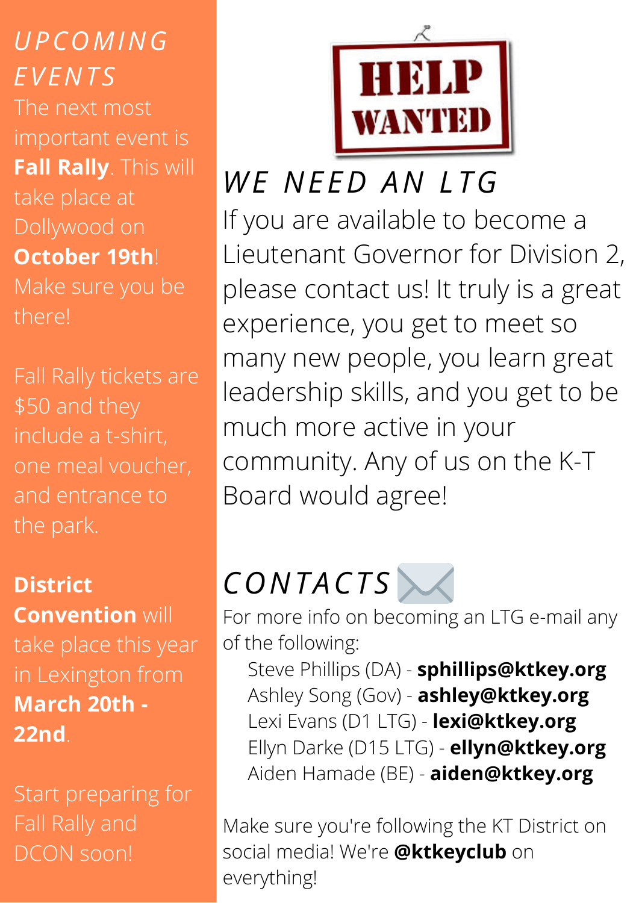## *UPCOMING EVENTS*

The next most important event is **Fall Rally**. This will take place at Dollywood on **October 19th**! Make sure you be there!

Fall Rally tickets are $50 and they include a t-shirt, one meal voucher, and entrance to the park.

**District Convention** will take place this year in Lexington from **March 20th - 22nd**.

Start preparing for Fall Rally and DCON soon!

HELP WANTED

## *WE NEED AN LTG*

If you are available to become a Lieutenant Governor for Division 2, please contact us! It truly is a great experience, you get to meet so many new people, you learn great leadership skills, and you get to be much more active in your community. Any of us on the K-T Board would agree!

## *CONTACTS* ✉️

For more info on becoming an LTG e-mail any of the following:

- Steve Phillips (DA) - **sphillips@ktkey.org**
- Ashley Song (Gov) - **ashley@ktkey.org**
- Lexi Evans (D1 LTG) - **lexi@ktkey.org**
- Ellyn Darke (D15 LTG) - **ellyn@ktkey.org**
- Aiden Hamade (BE) - **aiden@ktkey.org**

Make sure you're following the KT District on social media! We're **@ktkeyclub** on everything!